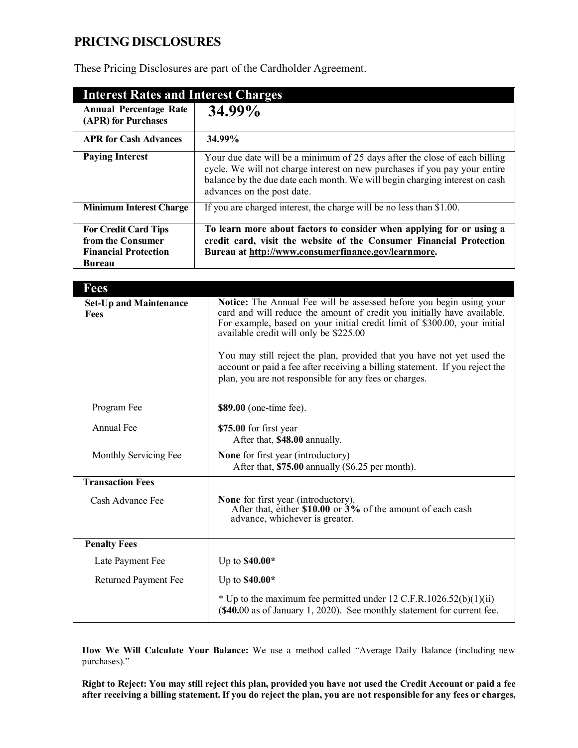## PRICING DISCLOSURES

These Pricing Disclosures are part of the Cardholder Agreement.

| Interest Rates and Interest Charges | |
|---|---|
| **Annual Percentage Rate (APR) for Purchases** | **34.99%** |
| **APR for Cash Advances** | **34.99%** |
| **Paying Interest** | Your due date will be a minimum of 25 days after the close of each billing cycle. We will not charge interest on new purchases if you pay your entire balance by the due date each month. We will begin charging interest on cash advances on the post date. |
| **Minimum Interest Charge** | If you are charged interest, the charge will be no less than $1.00. |
| **For Credit Card Tips from the Consumer Financial Protection Bureau** | **To learn more about factors to consider when applying for or using a credit card, visit the website of the Consumer Financial Protection Bureau at http://www.consumerfinance.gov/learnmore.** |

| Fees | |
|---|---|
| **Set-Up and Maintenance Fees** | **Notice:** The Annual Fee will be assessed before you begin using your card and will reduce the amount of credit you initially have available. For example, based on your initial credit limit of $300.00, your initial available credit will only be $225.00<br><br>You may still reject the plan, provided that you have not yet used the account or paid a fee after receiving a billing statement. If you reject the plan, you are not responsible for any fees or charges. |
| Program Fee | **$89.00** (one-time fee). |
| Annual Fee | **$75.00** for first year<br>After that, **$48.00** annually. |
| Monthly Servicing Fee | **None** for first year (introductory)<br>After that, **$75.00** annually ($6.25 per month). |
| **Transaction Fees** | |
| Cash Advance Fee | **None** for first year (introductory).<br>After that, either **$10.00** or **3%** of the amount of each cash advance, whichever is greater. |
| **Penalty Fees** | |
| Late Payment Fee | Up to **$40.00***|
| Returned Payment Fee | Up to **$40.00*** |
| | * Up to the maximum fee permitted under 12 C.F.R.1026.52(b)(1)(ii) (**$40.**00 as of January 1, 2020). See monthly statement for current fee. |

**How We Will Calculate Your Balance:** We use a method called "Average Daily Balance (including new purchases)."

**Right to Reject: You may still reject this plan, provided you have not used the Credit Account or paid a fee after receiving a billing statement. If you do reject the plan, you are not responsible for any fees or charges,**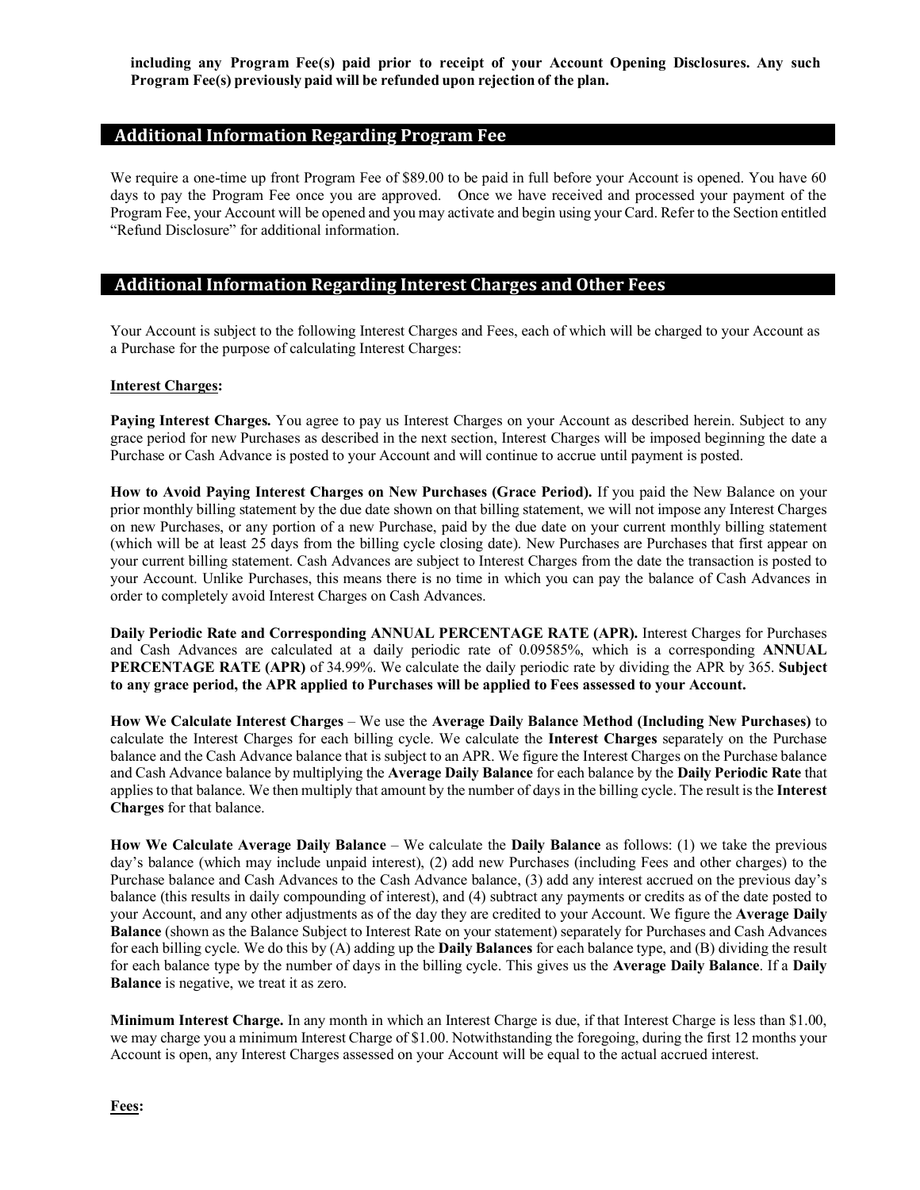**including any Program Fee(s) paid prior to receipt of your Account Opening Disclosures. Any such Program Fee(s) previously paid will be refunded upon rejection of the plan.**

## Additional Information Regarding Program Fee

We require a one-time up front Program Fee of $89.00 to be paid in full before your Account is opened. You have 60 days to pay the Program Fee once you are approved. Once we have received and processed your payment of the Program Fee, your Account will be opened and you may activate and begin using your Card. Refer to the Section entitled "Refund Disclosure" for additional information.

## Additional Information Regarding Interest Charges and Other Fees

Your Account is subject to the following Interest Charges and Fees, each of which will be charged to your Account as a Purchase for the purpose of calculating Interest Charges:

**Interest Charges:**

**Paying Interest Charges.** You agree to pay us Interest Charges on your Account as described herein. Subject to any grace period for new Purchases as described in the next section, Interest Charges will be imposed beginning the date a Purchase or Cash Advance is posted to your Account and will continue to accrue until payment is posted.

**How to Avoid Paying Interest Charges on New Purchases (Grace Period).** If you paid the New Balance on your prior monthly billing statement by the due date shown on that billing statement, we will not impose any Interest Charges on new Purchases, or any portion of a new Purchase, paid by the due date on your current monthly billing statement (which will be at least 25 days from the billing cycle closing date). New Purchases are Purchases that first appear on your current billing statement. Cash Advances are subject to Interest Charges from the date the transaction is posted to your Account. Unlike Purchases, this means there is no time in which you can pay the balance of Cash Advances in order to completely avoid Interest Charges on Cash Advances.

**Daily Periodic Rate and Corresponding ANNUAL PERCENTAGE RATE (APR).** Interest Charges for Purchases and Cash Advances are calculated at a daily periodic rate of 0.09585%, which is a corresponding **ANNUAL PERCENTAGE RATE (APR)** of 34.99%. We calculate the daily periodic rate by dividing the APR by 365. **Subject to any grace period, the APR applied to Purchases will be applied to Fees assessed to your Account.**

**How We Calculate Interest Charges** – We use the **Average Daily Balance Method (Including New Purchases)** to calculate the Interest Charges for each billing cycle. We calculate the **Interest Charges** separately on the Purchase balance and the Cash Advance balance that is subject to an APR. We figure the Interest Charges on the Purchase balance and Cash Advance balance by multiplying the **Average Daily Balance** for each balance by the **Daily Periodic Rate** that applies to that balance. We then multiply that amount by the number of days in the billing cycle. The result is the **Interest Charges** for that balance.

**How We Calculate Average Daily Balance** – We calculate the **Daily Balance** as follows: (1) we take the previous day's balance (which may include unpaid interest), (2) add new Purchases (including Fees and other charges) to the Purchase balance and Cash Advances to the Cash Advance balance, (3) add any interest accrued on the previous day's balance (this results in daily compounding of interest), and (4) subtract any payments or credits as of the date posted to your Account, and any other adjustments as of the day they are credited to your Account. We figure the **Average Daily Balance** (shown as the Balance Subject to Interest Rate on your statement) separately for Purchases and Cash Advances for each billing cycle. We do this by (A) adding up the **Daily Balances** for each balance type, and (B) dividing the result for each balance type by the number of days in the billing cycle. This gives us the **Average Daily Balance**. If a **Daily Balance** is negative, we treat it as zero.

**Minimum Interest Charge.** In any month in which an Interest Charge is due, if that Interest Charge is less than $1.00, we may charge you a minimum Interest Charge of $1.00. Notwithstanding the foregoing, during the first 12 months your Account is open, any Interest Charges assessed on your Account will be equal to the actual accrued interest.

**Fees:**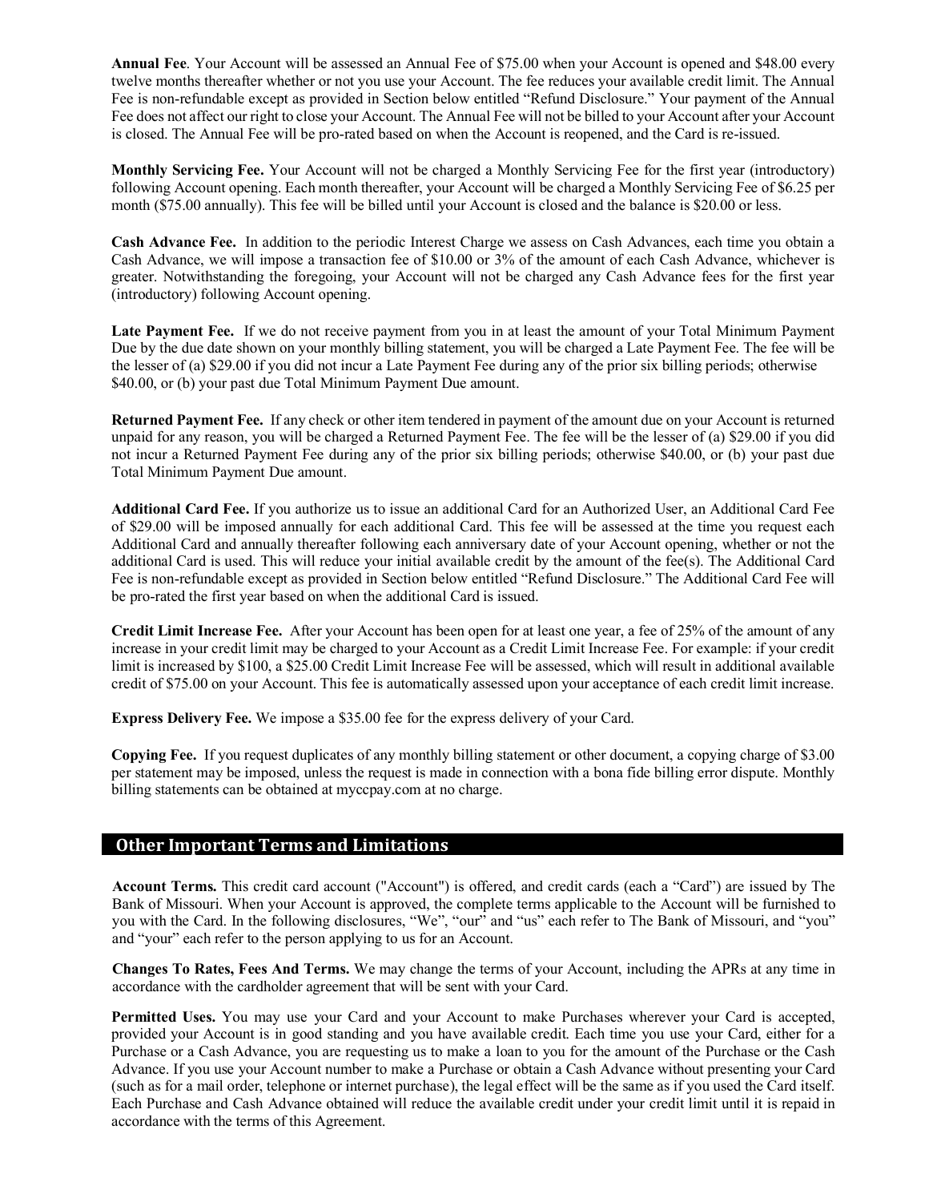**Annual Fee**. Your Account will be assessed an Annual Fee of $75.00 when your Account is opened and $48.00 every twelve months thereafter whether or not you use your Account. The fee reduces your available credit limit. The Annual Fee is non-refundable except as provided in Section below entitled "Refund Disclosure." Your payment of the Annual Fee does not affect our right to close your Account. The Annual Fee will not be billed to your Account after your Account is closed. The Annual Fee will be pro-rated based on when the Account is reopened, and the Card is re-issued.

**Monthly Servicing Fee.** Your Account will not be charged a Monthly Servicing Fee for the first year (introductory) following Account opening. Each month thereafter, your Account will be charged a Monthly Servicing Fee of $6.25 per month ($75.00 annually). This fee will be billed until your Account is closed and the balance is $20.00 or less.

**Cash Advance Fee.** In addition to the periodic Interest Charge we assess on Cash Advances, each time you obtain a Cash Advance, we will impose a transaction fee of $10.00 or 3% of the amount of each Cash Advance, whichever is greater. Notwithstanding the foregoing, your Account will not be charged any Cash Advance fees for the first year (introductory) following Account opening.

**Late Payment Fee.** If we do not receive payment from you in at least the amount of your Total Minimum Payment Due by the due date shown on your monthly billing statement, you will be charged a Late Payment Fee. The fee will be the lesser of (a) $29.00 if you did not incur a Late Payment Fee during any of the prior six billing periods; otherwise $40.00, or (b) your past due Total Minimum Payment Due amount.

**Returned Payment Fee.** If any check or other item tendered in payment of the amount due on your Account is returned unpaid for any reason, you will be charged a Returned Payment Fee. The fee will be the lesser of (a) $29.00 if you did not incur a Returned Payment Fee during any of the prior six billing periods; otherwise $40.00, or (b) your past due Total Minimum Payment Due amount.

**Additional Card Fee.** If you authorize us to issue an additional Card for an Authorized User, an Additional Card Fee of $29.00 will be imposed annually for each additional Card. This fee will be assessed at the time you request each Additional Card and annually thereafter following each anniversary date of your Account opening, whether or not the additional Card is used. This will reduce your initial available credit by the amount of the fee(s). The Additional Card Fee is non-refundable except as provided in Section below entitled "Refund Disclosure." The Additional Card Fee will be pro-rated the first year based on when the additional Card is issued.

**Credit Limit Increase Fee.** After your Account has been open for at least one year, a fee of 25% of the amount of any increase in your credit limit may be charged to your Account as a Credit Limit Increase Fee. For example: if your credit limit is increased by $100, a $25.00 Credit Limit Increase Fee will be assessed, which will result in additional available credit of $75.00 on your Account. This fee is automatically assessed upon your acceptance of each credit limit increase.

**Express Delivery Fee.** We impose a $35.00 fee for the express delivery of your Card.

**Copying Fee.** If you request duplicates of any monthly billing statement or other document, a copying charge of $3.00 per statement may be imposed, unless the request is made in connection with a bona fide billing error dispute. Monthly billing statements can be obtained at myccpay.com at no charge.

## Other Important Terms and Limitations

**Account Terms.** This credit card account ("Account") is offered, and credit cards (each a "Card") are issued by The Bank of Missouri. When your Account is approved, the complete terms applicable to the Account will be furnished to you with the Card. In the following disclosures, "We", "our" and "us" each refer to The Bank of Missouri, and "you" and "your" each refer to the person applying to us for an Account.

**Changes To Rates, Fees And Terms.** We may change the terms of your Account, including the APRs at any time in accordance with the cardholder agreement that will be sent with your Card.

**Permitted Uses.** You may use your Card and your Account to make Purchases wherever your Card is accepted, provided your Account is in good standing and you have available credit. Each time you use your Card, either for a Purchase or a Cash Advance, you are requesting us to make a loan to you for the amount of the Purchase or the Cash Advance. If you use your Account number to make a Purchase or obtain a Cash Advance without presenting your Card (such as for a mail order, telephone or internet purchase), the legal effect will be the same as if you used the Card itself. Each Purchase and Cash Advance obtained will reduce the available credit under your credit limit until it is repaid in accordance with the terms of this Agreement.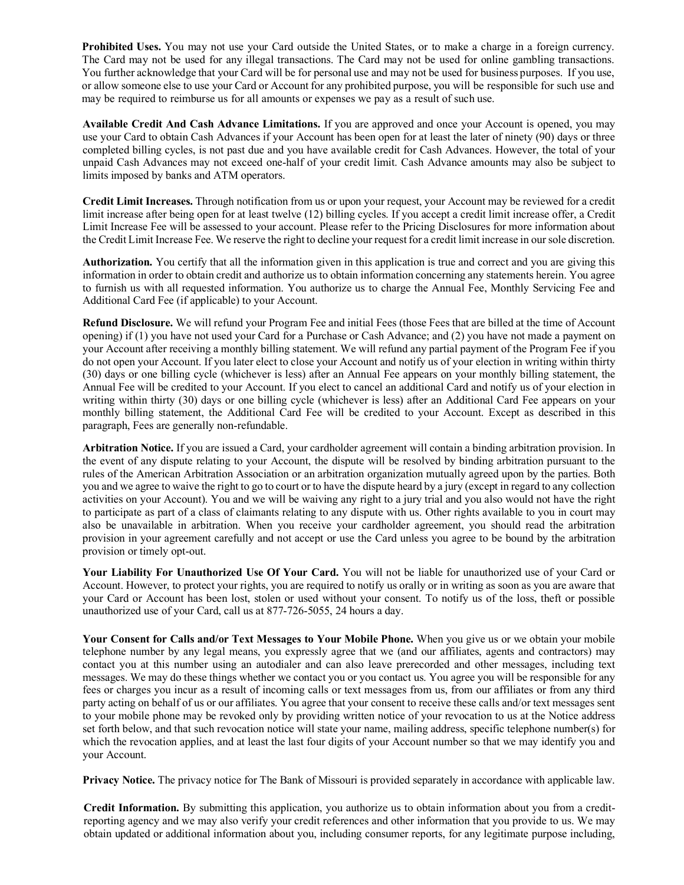**Prohibited Uses.** You may not use your Card outside the United States, or to make a charge in a foreign currency. The Card may not be used for any illegal transactions. The Card may not be used for online gambling transactions. You further acknowledge that your Card will be for personal use and may not be used for business purposes. If you use, or allow someone else to use your Card or Account for any prohibited purpose, you will be responsible for such use and may be required to reimburse us for all amounts or expenses we pay as a result of such use.

**Available Credit And Cash Advance Limitations.** If you are approved and once your Account is opened, you may use your Card to obtain Cash Advances if your Account has been open for at least the later of ninety (90) days or three completed billing cycles, is not past due and you have available credit for Cash Advances. However, the total of your unpaid Cash Advances may not exceed one-half of your credit limit. Cash Advance amounts may also be subject to limits imposed by banks and ATM operators.

**Credit Limit Increases.** Through notification from us or upon your request, your Account may be reviewed for a credit limit increase after being open for at least twelve (12) billing cycles. If you accept a credit limit increase offer, a Credit Limit Increase Fee will be assessed to your account. Please refer to the Pricing Disclosures for more information about the Credit Limit Increase Fee. We reserve the right to decline your request for a credit limit increase in our sole discretion.

**Authorization.** You certify that all the information given in this application is true and correct and you are giving this information in order to obtain credit and authorize us to obtain information concerning any statements herein. You agree to furnish us with all requested information. You authorize us to charge the Annual Fee, Monthly Servicing Fee and Additional Card Fee (if applicable) to your Account.

**Refund Disclosure.** We will refund your Program Fee and initial Fees (those Fees that are billed at the time of Account opening) if (1) you have not used your Card for a Purchase or Cash Advance; and (2) you have not made a payment on your Account after receiving a monthly billing statement. We will refund any partial payment of the Program Fee if you do not open your Account. If you later elect to close your Account and notify us of your election in writing within thirty (30) days or one billing cycle (whichever is less) after an Annual Fee appears on your monthly billing statement, the Annual Fee will be credited to your Account. If you elect to cancel an additional Card and notify us of your election in writing within thirty (30) days or one billing cycle (whichever is less) after an Additional Card Fee appears on your monthly billing statement, the Additional Card Fee will be credited to your Account. Except as described in this paragraph, Fees are generally non-refundable.

**Arbitration Notice.** If you are issued a Card, your cardholder agreement will contain a binding arbitration provision. In the event of any dispute relating to your Account, the dispute will be resolved by binding arbitration pursuant to the rules of the American Arbitration Association or an arbitration organization mutually agreed upon by the parties. Both you and we agree to waive the right to go to court or to have the dispute heard by a jury (except in regard to any collection activities on your Account). You and we will be waiving any right to a jury trial and you also would not have the right to participate as part of a class of claimants relating to any dispute with us. Other rights available to you in court may also be unavailable in arbitration. When you receive your cardholder agreement, you should read the arbitration provision in your agreement carefully and not accept or use the Card unless you agree to be bound by the arbitration provision or timely opt-out.

**Your Liability For Unauthorized Use Of Your Card.** You will not be liable for unauthorized use of your Card or Account. However, to protect your rights, you are required to notify us orally or in writing as soon as you are aware that your Card or Account has been lost, stolen or used without your consent. To notify us of the loss, theft or possible unauthorized use of your Card, call us at 877-726-5055, 24 hours a day.

**Your Consent for Calls and/or Text Messages to Your Mobile Phone.** When you give us or we obtain your mobile telephone number by any legal means, you expressly agree that we (and our affiliates, agents and contractors) may contact you at this number using an autodialer and can also leave prerecorded and other messages, including text messages. We may do these things whether we contact you or you contact us. You agree you will be responsible for any fees or charges you incur as a result of incoming calls or text messages from us, from our affiliates or from any third party acting on behalf of us or our affiliates. You agree that your consent to receive these calls and/or text messages sent to your mobile phone may be revoked only by providing written notice of your revocation to us at the Notice address set forth below, and that such revocation notice will state your name, mailing address, specific telephone number(s) for which the revocation applies, and at least the last four digits of your Account number so that we may identify you and your Account.

**Privacy Notice.** The privacy notice for The Bank of Missouri is provided separately in accordance with applicable law.

**Credit Information.** By submitting this application, you authorize us to obtain information about you from a credit-reporting agency and we may also verify your credit references and other information that you provide to us. We may obtain updated or additional information about you, including consumer reports, for any legitimate purpose including,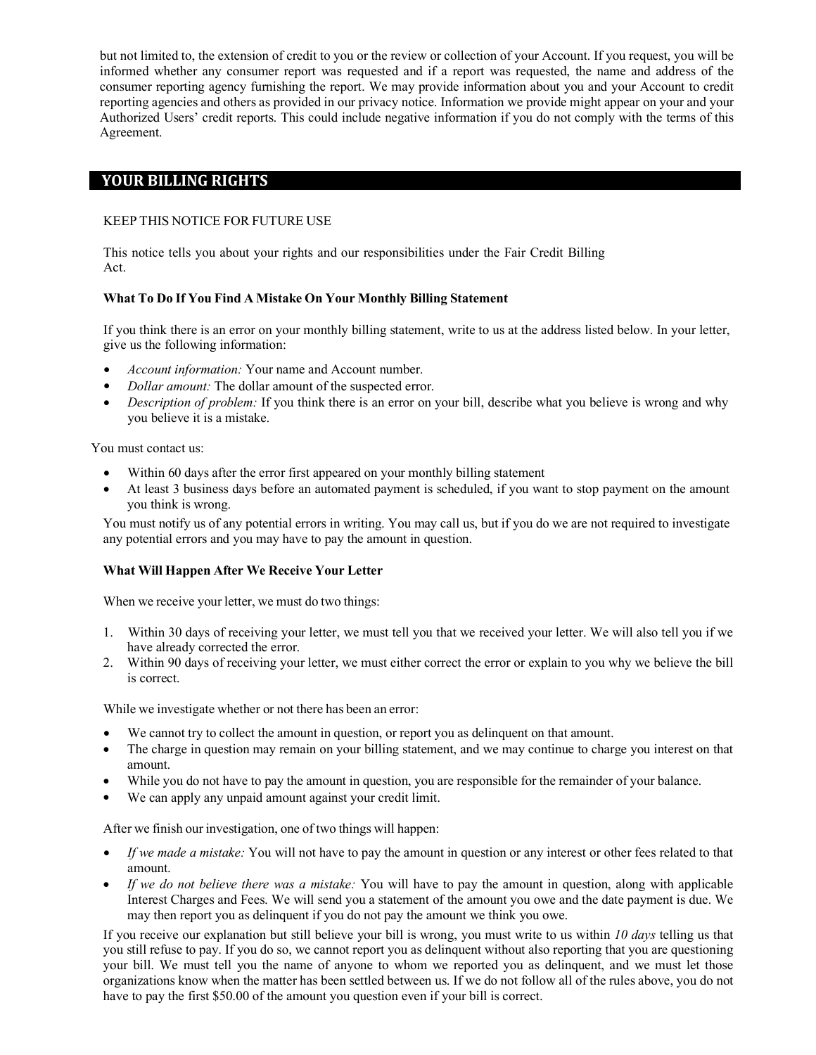but not limited to, the extension of credit to you or the review or collection of your Account. If you request, you will be informed whether any consumer report was requested and if a report was requested, the name and address of the consumer reporting agency furnishing the report. We may provide information about you and your Account to credit reporting agencies and others as provided in our privacy notice. Information we provide might appear on your and your Authorized Users' credit reports. This could include negative information if you do not comply with the terms of this Agreement.

## YOUR BILLING RIGHTS

KEEP THIS NOTICE FOR FUTURE USE

This notice tells you about your rights and our responsibilities under the Fair Credit Billing Act.

**What To Do If You Find A Mistake On Your Monthly Billing Statement**

If you think there is an error on your monthly billing statement, write to us at the address listed below. In your letter, give us the following information:

- *Account information:* Your name and Account number.
- *Dollar amount:* The dollar amount of the suspected error.
- *Description of problem:* If you think there is an error on your bill, describe what you believe is wrong and why you believe it is a mistake.

You must contact us:

- Within 60 days after the error first appeared on your monthly billing statement
- At least 3 business days before an automated payment is scheduled, if you want to stop payment on the amount you think is wrong.

You must notify us of any potential errors in writing. You may call us, but if you do we are not required to investigate any potential errors and you may have to pay the amount in question.

**What Will Happen After We Receive Your Letter**

When we receive your letter, we must do two things:

1. Within 30 days of receiving your letter, we must tell you that we received your letter. We will also tell you if we have already corrected the error.
2. Within 90 days of receiving your letter, we must either correct the error or explain to you why we believe the bill is correct.

While we investigate whether or not there has been an error:

- We cannot try to collect the amount in question, or report you as delinquent on that amount.
- The charge in question may remain on your billing statement, and we may continue to charge you interest on that amount.
- While you do not have to pay the amount in question, you are responsible for the remainder of your balance.
- We can apply any unpaid amount against your credit limit.

After we finish our investigation, one of two things will happen:

- *If we made a mistake:* You will not have to pay the amount in question or any interest or other fees related to that amount.
- *If we do not believe there was a mistake:* You will have to pay the amount in question, along with applicable Interest Charges and Fees. We will send you a statement of the amount you owe and the date payment is due. We may then report you as delinquent if you do not pay the amount we think you owe.

If you receive our explanation but still believe your bill is wrong, you must write to us within *10 days* telling us that you still refuse to pay. If you do so, we cannot report you as delinquent without also reporting that you are questioning your bill. We must tell you the name of anyone to whom we reported you as delinquent, and we must let those organizations know when the matter has been settled between us. If we do not follow all of the rules above, you do not have to pay the first $50.00 of the amount you question even if your bill is correct.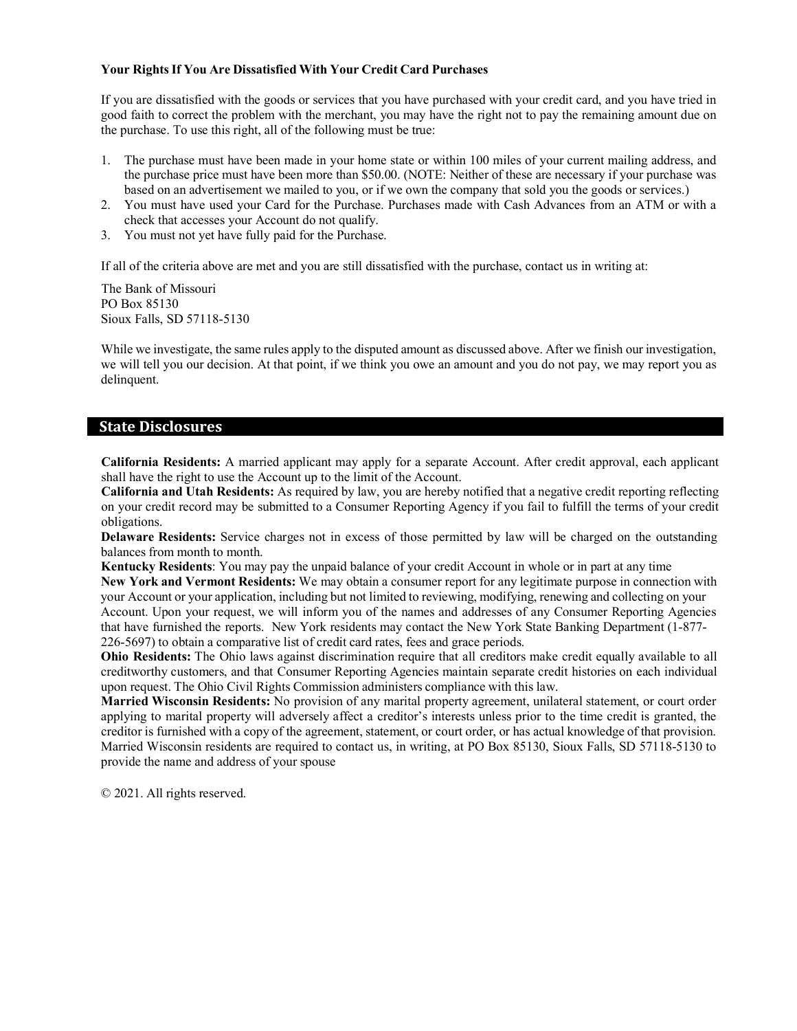**Your Rights If You Are Dissatisfied With Your Credit Card Purchases**

If you are dissatisfied with the goods or services that you have purchased with your credit card, and you have tried in good faith to correct the problem with the merchant, you may have the right not to pay the remaining amount due on the purchase. To use this right, all of the following must be true:

1. The purchase must have been made in your home state or within 100 miles of your current mailing address, and the purchase price must have been more than $50.00. (NOTE: Neither of these are necessary if your purchase was based on an advertisement we mailed to you, or if we own the company that sold you the goods or services.)
2. You must have used your Card for the Purchase. Purchases made with Cash Advances from an ATM or with a check that accesses your Account do not qualify.
3. You must not yet have fully paid for the Purchase.

If all of the criteria above are met and you are still dissatisfied with the purchase, contact us in writing at:

The Bank of Missouri
PO Box 85130
Sioux Falls, SD 57118-5130

While we investigate, the same rules apply to the disputed amount as discussed above. After we finish our investigation, we will tell you our decision. At that point, if we think you owe an amount and you do not pay, we may report you as delinquent.

## State Disclosures

**California Residents:** A married applicant may apply for a separate Account. After credit approval, each applicant shall have the right to use the Account up to the limit of the Account.
**California and Utah Residents:** As required by law, you are hereby notified that a negative credit reporting reflecting on your credit record may be submitted to a Consumer Reporting Agency if you fail to fulfill the terms of your credit obligations.
**Delaware Residents:** Service charges not in excess of those permitted by law will be charged on the outstanding balances from month to month.
**Kentucky Residents**: You may pay the unpaid balance of your credit Account in whole or in part at any time
**New York and Vermont Residents:** We may obtain a consumer report for any legitimate purpose in connection with your Account or your application, including but not limited to reviewing, modifying, renewing and collecting on your Account. Upon your request, we will inform you of the names and addresses of any Consumer Reporting Agencies that have furnished the reports. New York residents may contact the New York State Banking Department (1-877-226-5697) to obtain a comparative list of credit card rates, fees and grace periods.
**Ohio Residents:** The Ohio laws against discrimination require that all creditors make credit equally available to all creditworthy customers, and that Consumer Reporting Agencies maintain separate credit histories on each individual upon request. The Ohio Civil Rights Commission administers compliance with this law.
**Married Wisconsin Residents:** No provision of any marital property agreement, unilateral statement, or court order applying to marital property will adversely affect a creditor's interests unless prior to the time credit is granted, the creditor is furnished with a copy of the agreement, statement, or court order, or has actual knowledge of that provision. Married Wisconsin residents are required to contact us, in writing, at PO Box 85130, Sioux Falls, SD 57118-5130 to provide the name and address of your spouse

© 2021. All rights reserved.